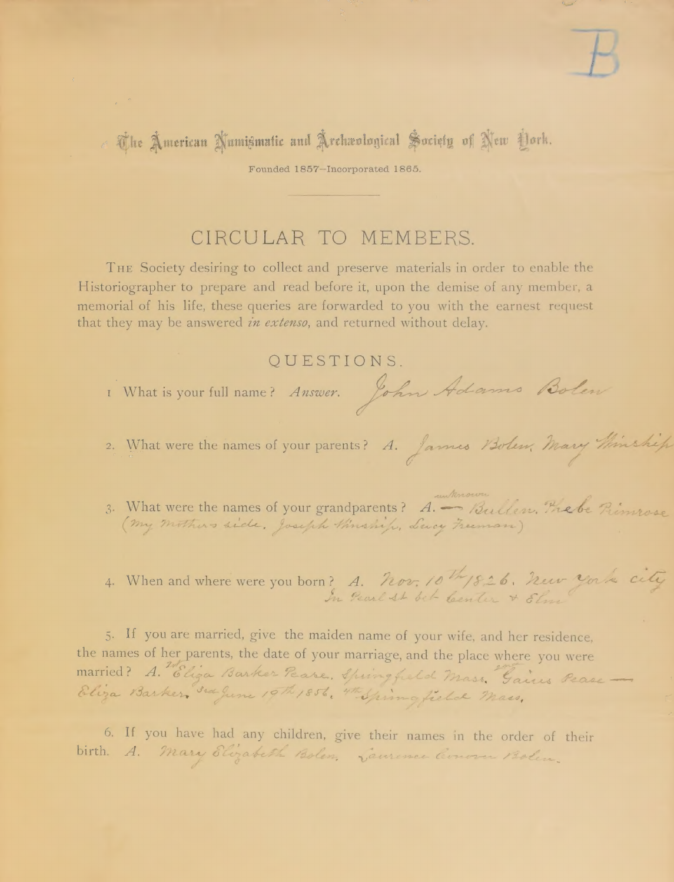B

The American Numismatic and Archæological Society of New York.

Founded 1857—Incorporated 1865.

## CIRCULAR TO MEMBERS.

THE Society desiring to collect and preserve materials in order to enable the Historiographer to prepare and read before it, upon the demise of any member, a memorial of his life, these queries are forwarded to you with the earnest request that they may be answered *in extenso*, and returned without delay.

### QUESTIONS.

1. What is your full name? *Answer.* John Adams Bolen

2. What were the names of your parents? *A.* James Bolen, Mary Hinchip

3. What were the names of your grandparents? *A.* unknown — Bullen, Phebe Primrose (My mother's side, Joseph Hinship, Lucy Freeman)

4. When and where were you born? *A.* Nov. 10th/1826, New York city In Pearl St bet Center & Elm

5. If you are married, give the maiden name of your wife, and her residence, the names of her parents, the date of your marriage, and the place where you were married? *A.* 1st Eliza Barker Pease, Springfield Mass. 2nd Gaius Pease — Eliza Barker, 3rd June 19th/1856, 4th Springfield Mass,

6. If you have had any children, give their names in the order of their birth. *A.* Mary Elizabeth Bolen, Laurence Cowan Bolen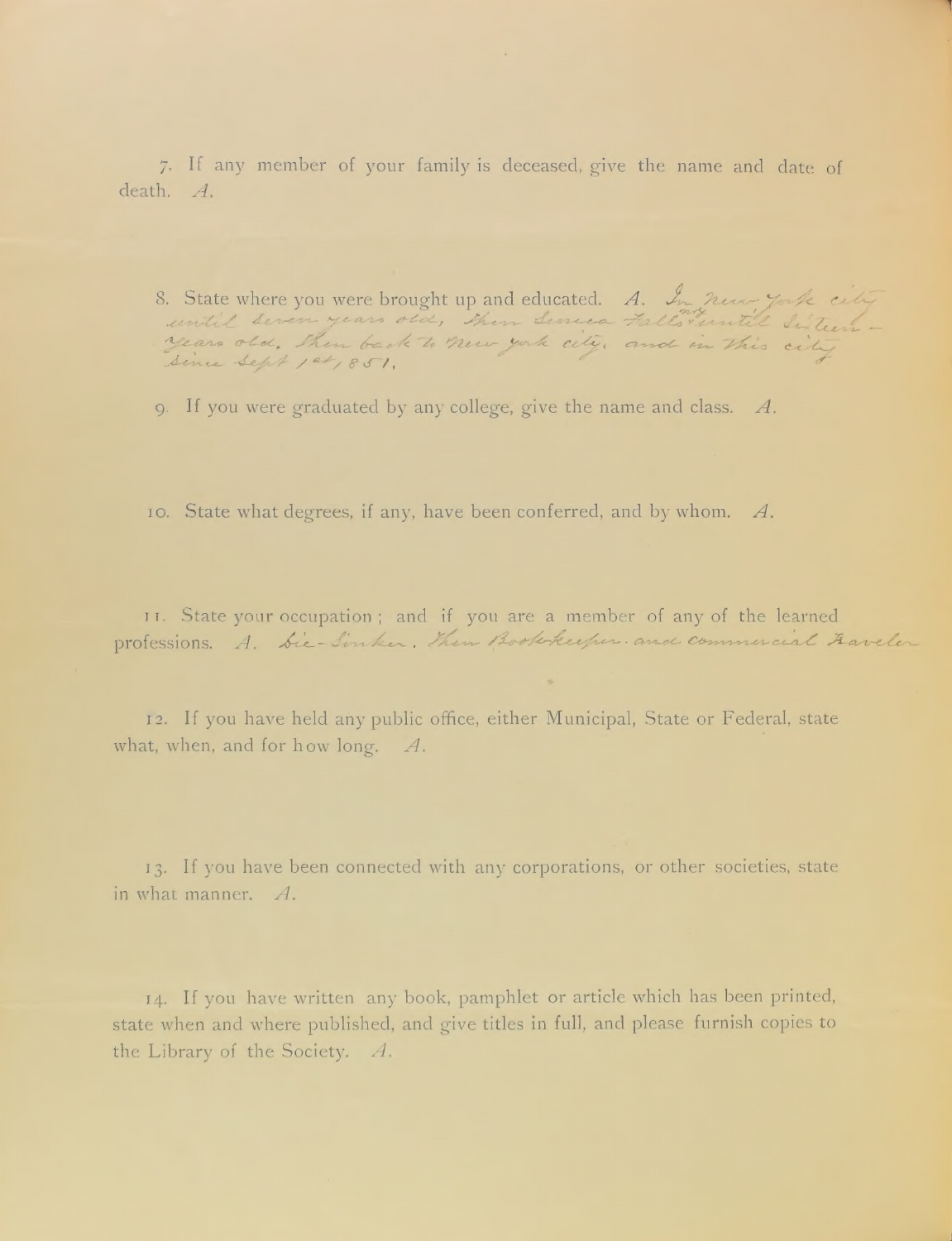7. If any member of your family is deceased, give the name and date of death. *A.*

8. State where you were brought up and educated. *A.* In New York city until seven years old, then Seneca Falls until sixteen years old, then back to New York city, and in this city since Sept 1st, 1851.

9. If you were graduated by any college, give the name and class. *A.*

10. State what degrees, if any, have been conferred, and by whom. *A.*

11. State your occupation; and if you are a member of any of the learned professions. *A.* Die-Sinker, then Bookkeeper and Commercial Traveler

12. If you have held any public office, either Municipal, State or Federal, state what, when, and for how long. *A.*

13. If you have been connected with any corporations, or other societies, state in what manner. *A.*

14. If you have written any book, pamphlet or article which has been printed, state when and where published, and give titles in full, and please furnish copies to the Library of the Society. *A.*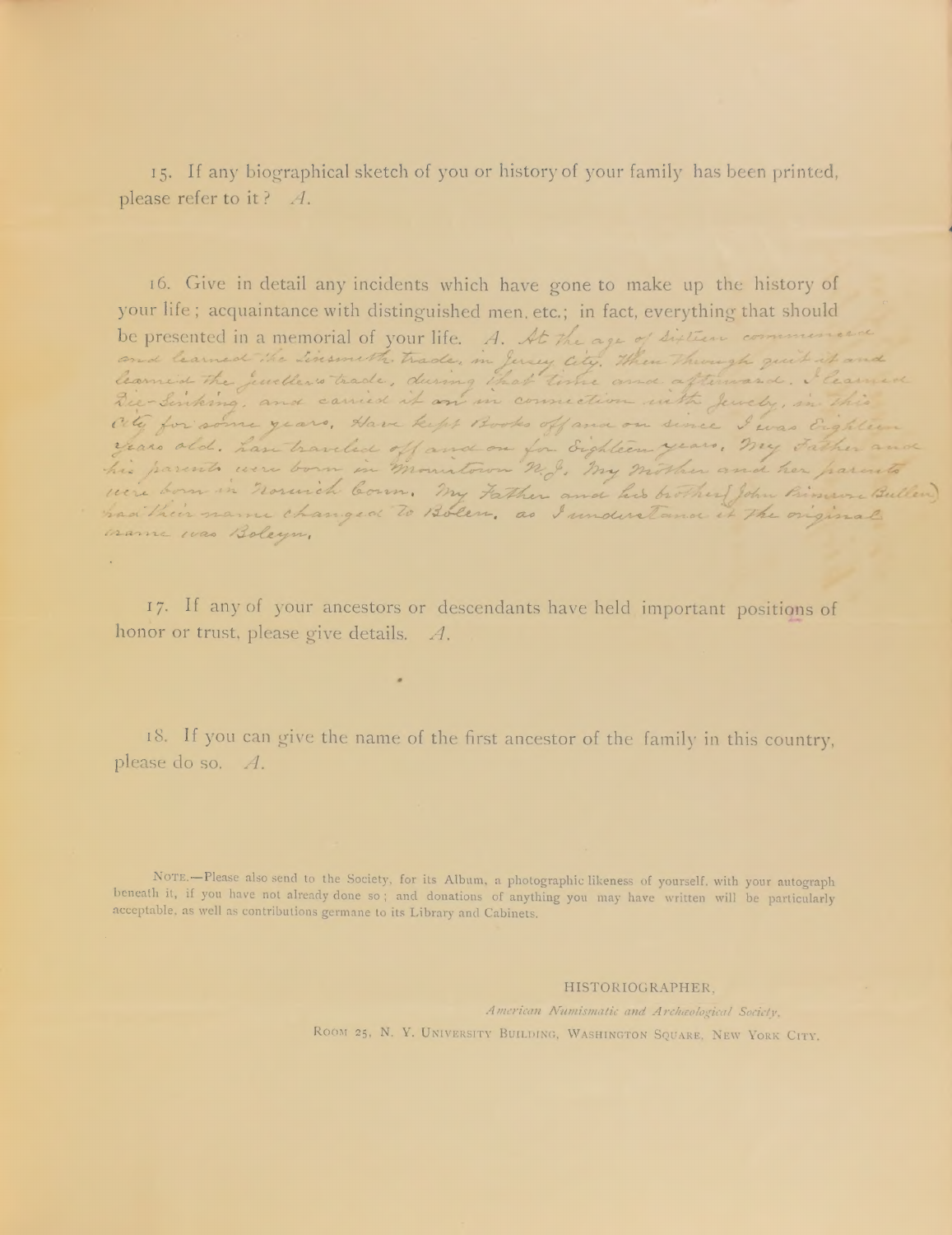15. If any biographical sketch of you or history of your family has been printed, please refer to it? *A.*

16. Give in detail any incidents which have gone to make up the history of your life; acquaintance with distinguished men, etc.; in fact, everything that should be presented in a memorial of your life. *A.* At the age of Sixteen commenced and learned the Locksmith trade, in Jersey City. then through quit it and learned the Jewellers trade, during that time and afterward. I learned Die-Sinking, and carried it on in connection with Jewelry, in this City for some years, Have kept Books off and on since I was Eighteen years old. have traveled off and on for Eighteen years, My Father and his parents were born in Morristown N.J. My Mother and her parents were born in Norwich Conn, My Father and his brother John Pinsure Bullen had their name changed to Bolen, as I understand it the original name was Boleyn,

17. If any of your ancestors or descendants have held important positions of honor or trust, please give details. *A.*

18. If you can give the name of the first ancestor of the family in this country, please do so. *A.*

NOTE.—Please also send to the Society, for its Album, a photographic likeness of yourself, with your autograph beneath it, if you have not already done so; and donations of anything you may have written will be particularly acceptable, as well as contributions germane to its Library and Cabinets.

HISTORIOGRAPHER,
*American Numismatic and Archæological Society,*
ROOM 25, N. Y. UNIVERSITY BUILDING, WASHINGTON SQUARE, NEW YORK CITY.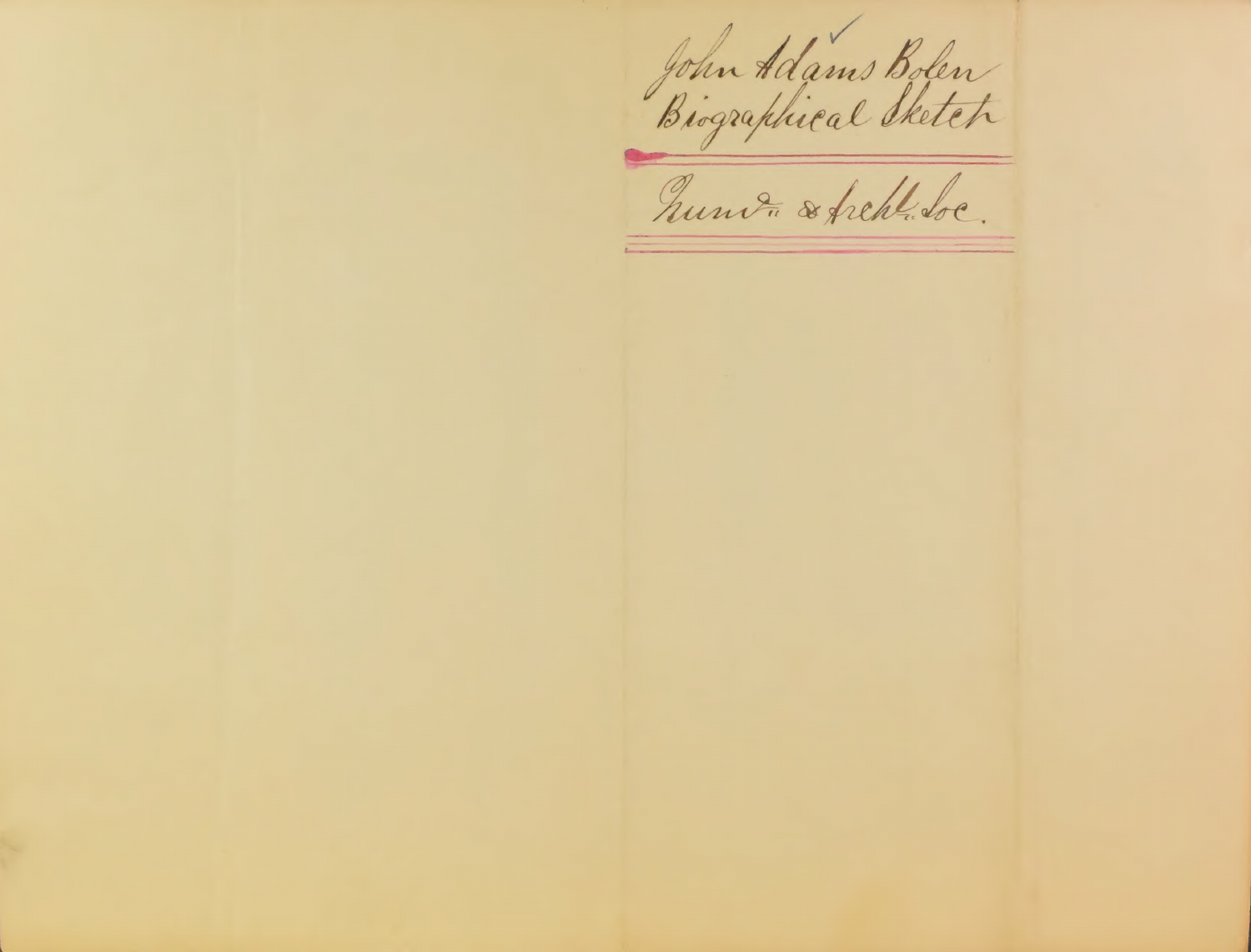John Adams Bolen ✓
Biographical Sketch

Numis. & Archt. Soc.